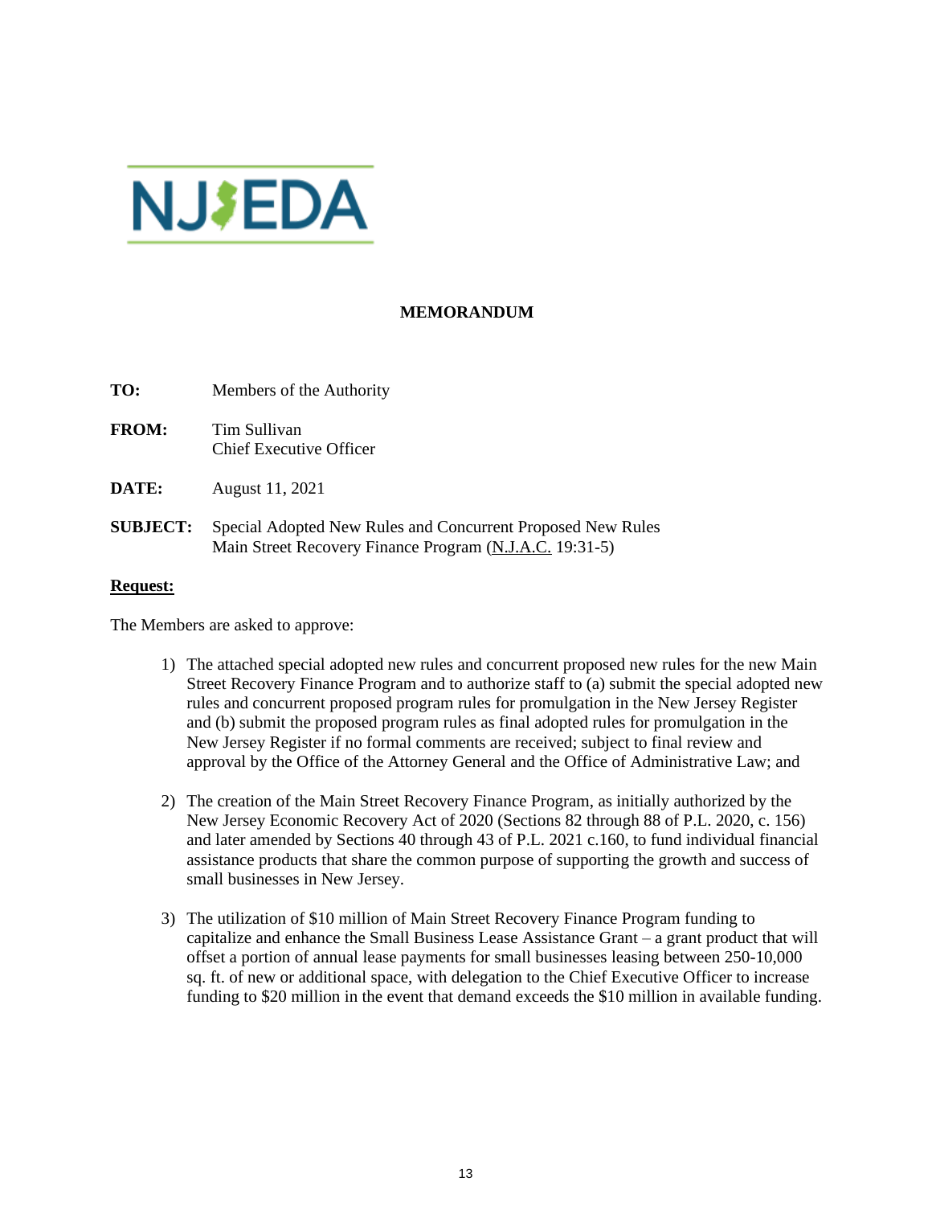NJEDA

**MEMORANDUM**

**TO:** Members of the Authority

**FROM:** Tim Sullivan
Chief Executive Officer

**DATE:** August 11, 2021

**SUBJECT:** Special Adopted New Rules and Concurrent Proposed New Rules
Main Street Recovery Finance Program (N.J.A.C. 19:31-5)

**Request:**

The Members are asked to approve:

1) The attached special adopted new rules and concurrent proposed new rules for the new Main Street Recovery Finance Program and to authorize staff to (a) submit the special adopted new rules and concurrent proposed program rules for promulgation in the New Jersey Register and (b) submit the proposed program rules as final adopted rules for promulgation in the New Jersey Register if no formal comments are received; subject to final review and approval by the Office of the Attorney General and the Office of Administrative Law; and

2) The creation of the Main Street Recovery Finance Program, as initially authorized by the New Jersey Economic Recovery Act of 2020 (Sections 82 through 88 of P.L. 2020, c. 156) and later amended by Sections 40 through 43 of P.L. 2021 c.160, to fund individual financial assistance products that share the common purpose of supporting the growth and success of small businesses in New Jersey.

3) The utilization of $10 million of Main Street Recovery Finance Program funding to capitalize and enhance the Small Business Lease Assistance Grant – a grant product that will offset a portion of annual lease payments for small businesses leasing between 250-10,000 sq. ft. of new or additional space, with delegation to the Chief Executive Officer to increase funding to $20 million in the event that demand exceeds the $10 million in available funding.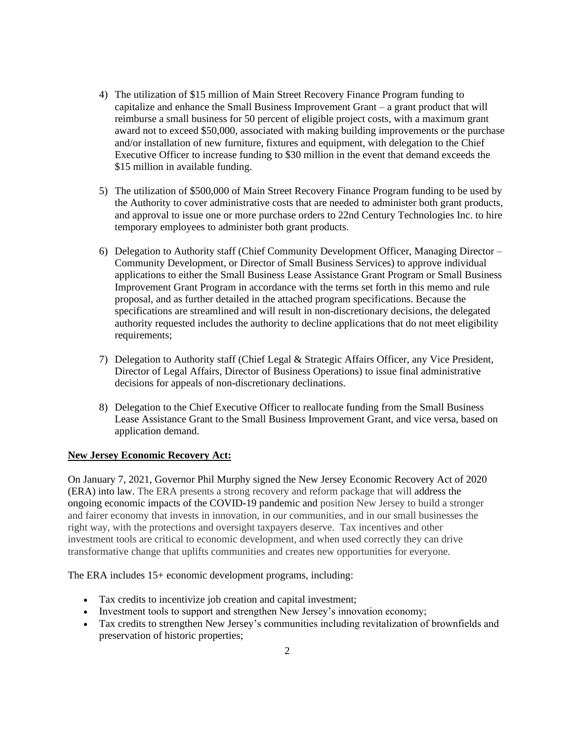4) The utilization of $15 million of Main Street Recovery Finance Program funding to capitalize and enhance the Small Business Improvement Grant – a grant product that will reimburse a small business for 50 percent of eligible project costs, with a maximum grant award not to exceed $50,000, associated with making building improvements or the purchase and/or installation of new furniture, fixtures and equipment, with delegation to the Chief Executive Officer to increase funding to $30 million in the event that demand exceeds the $15 million in available funding.

5) The utilization of $500,000 of Main Street Recovery Finance Program funding to be used by the Authority to cover administrative costs that are needed to administer both grant products, and approval to issue one or more purchase orders to 22nd Century Technologies Inc. to hire temporary employees to administer both grant products.

6) Delegation to Authority staff (Chief Community Development Officer, Managing Director – Community Development, or Director of Small Business Services) to approve individual applications to either the Small Business Lease Assistance Grant Program or Small Business Improvement Grant Program in accordance with the terms set forth in this memo and rule proposal, and as further detailed in the attached program specifications. Because the specifications are streamlined and will result in non-discretionary decisions, the delegated authority requested includes the authority to decline applications that do not meet eligibility requirements;

7) Delegation to Authority staff (Chief Legal & Strategic Affairs Officer, any Vice President, Director of Legal Affairs, Director of Business Operations) to issue final administrative decisions for appeals of non-discretionary declinations.

8) Delegation to the Chief Executive Officer to reallocate funding from the Small Business Lease Assistance Grant to the Small Business Improvement Grant, and vice versa, based on application demand.

**New Jersey Economic Recovery Act:**

On January 7, 2021, Governor Phil Murphy signed the New Jersey Economic Recovery Act of 2020 (ERA) into law. The ERA presents a strong recovery and reform package that will address the ongoing economic impacts of the COVID-19 pandemic and position New Jersey to build a stronger and fairer economy that invests in innovation, in our communities, and in our small businesses the right way, with the protections and oversight taxpayers deserve. Tax incentives and other investment tools are critical to economic development, and when used correctly they can drive transformative change that uplifts communities and creates new opportunities for everyone.

The ERA includes 15+ economic development programs, including:

- Tax credits to incentivize job creation and capital investment;
- Investment tools to support and strengthen New Jersey's innovation economy;
- Tax credits to strengthen New Jersey's communities including revitalization of brownfields and preservation of historic properties;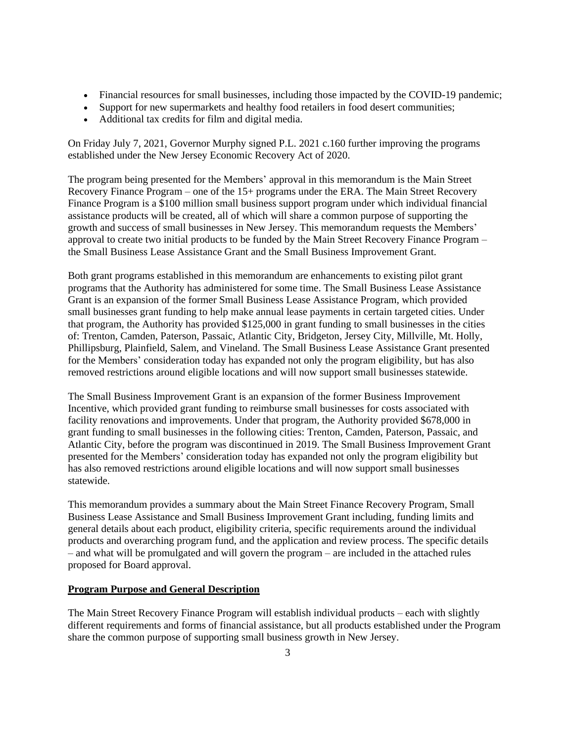- Financial resources for small businesses, including those impacted by the COVID-19 pandemic;
- Support for new supermarkets and healthy food retailers in food desert communities;
- Additional tax credits for film and digital media.

On Friday July 7, 2021, Governor Murphy signed P.L. 2021 c.160 further improving the programs established under the New Jersey Economic Recovery Act of 2020.

The program being presented for the Members' approval in this memorandum is the Main Street Recovery Finance Program – one of the 15+ programs under the ERA. The Main Street Recovery Finance Program is a $100 million small business support program under which individual financial assistance products will be created, all of which will share a common purpose of supporting the growth and success of small businesses in New Jersey. This memorandum requests the Members' approval to create two initial products to be funded by the Main Street Recovery Finance Program – the Small Business Lease Assistance Grant and the Small Business Improvement Grant.

Both grant programs established in this memorandum are enhancements to existing pilot grant programs that the Authority has administered for some time. The Small Business Lease Assistance Grant is an expansion of the former Small Business Lease Assistance Program, which provided small businesses grant funding to help make annual lease payments in certain targeted cities. Under that program, the Authority has provided $125,000 in grant funding to small businesses in the cities of: Trenton, Camden, Paterson, Passaic, Atlantic City, Bridgeton, Jersey City, Millville, Mt. Holly, Phillipsburg, Plainfield, Salem, and Vineland. The Small Business Lease Assistance Grant presented for the Members' consideration today has expanded not only the program eligibility, but has also removed restrictions around eligible locations and will now support small businesses statewide.

The Small Business Improvement Grant is an expansion of the former Business Improvement Incentive, which provided grant funding to reimburse small businesses for costs associated with facility renovations and improvements. Under that program, the Authority provided $678,000 in grant funding to small businesses in the following cities: Trenton, Camden, Paterson, Passaic, and Atlantic City, before the program was discontinued in 2019. The Small Business Improvement Grant presented for the Members' consideration today has expanded not only the program eligibility but has also removed restrictions around eligible locations and will now support small businesses statewide.

This memorandum provides a summary about the Main Street Finance Recovery Program, Small Business Lease Assistance and Small Business Improvement Grant including, funding limits and general details about each product, eligibility criteria, specific requirements around the individual products and overarching program fund, and the application and review process. The specific details – and what will be promulgated and will govern the program – are included in the attached rules proposed for Board approval.

**Program Purpose and General Description**

The Main Street Recovery Finance Program will establish individual products – each with slightly different requirements and forms of financial assistance, but all products established under the Program share the common purpose of supporting small business growth in New Jersey.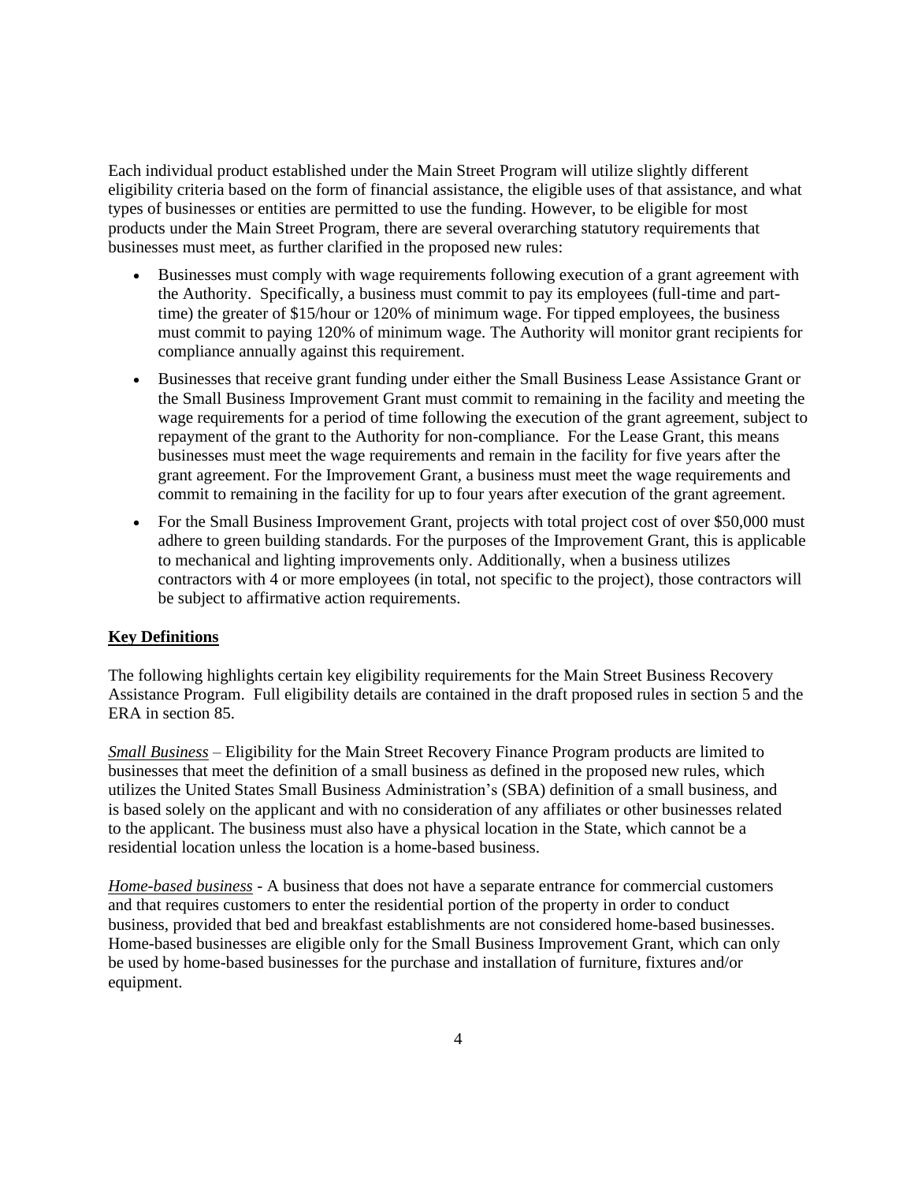Each individual product established under the Main Street Program will utilize slightly different eligibility criteria based on the form of financial assistance, the eligible uses of that assistance, and what types of businesses or entities are permitted to use the funding. However, to be eligible for most products under the Main Street Program, there are several overarching statutory requirements that businesses must meet, as further clarified in the proposed new rules:

- Businesses must comply with wage requirements following execution of a grant agreement with the Authority. Specifically, a business must commit to pay its employees (full-time and part-time) the greater of $15/hour or 120% of minimum wage. For tipped employees, the business must commit to paying 120% of minimum wage. The Authority will monitor grant recipients for compliance annually against this requirement.
- Businesses that receive grant funding under either the Small Business Lease Assistance Grant or the Small Business Improvement Grant must commit to remaining in the facility and meeting the wage requirements for a period of time following the execution of the grant agreement, subject to repayment of the grant to the Authority for non-compliance. For the Lease Grant, this means businesses must meet the wage requirements and remain in the facility for five years after the grant agreement. For the Improvement Grant, a business must meet the wage requirements and commit to remaining in the facility for up to four years after execution of the grant agreement.
- For the Small Business Improvement Grant, projects with total project cost of over $50,000 must adhere to green building standards. For the purposes of the Improvement Grant, this is applicable to mechanical and lighting improvements only. Additionally, when a business utilizes contractors with 4 or more employees (in total, not specific to the project), those contractors will be subject to affirmative action requirements.

**Key Definitions**

The following highlights certain key eligibility requirements for the Main Street Business Recovery Assistance Program. Full eligibility details are contained in the draft proposed rules in section 5 and the ERA in section 85.

*Small Business* – Eligibility for the Main Street Recovery Finance Program products are limited to businesses that meet the definition of a small business as defined in the proposed new rules, which utilizes the United States Small Business Administration's (SBA) definition of a small business, and is based solely on the applicant and with no consideration of any affiliates or other businesses related to the applicant. The business must also have a physical location in the State, which cannot be a residential location unless the location is a home-based business.

*Home-based business* - A business that does not have a separate entrance for commercial customers and that requires customers to enter the residential portion of the property in order to conduct business, provided that bed and breakfast establishments are not considered home-based businesses. Home-based businesses are eligible only for the Small Business Improvement Grant, which can only be used by home-based businesses for the purchase and installation of furniture, fixtures and/or equipment.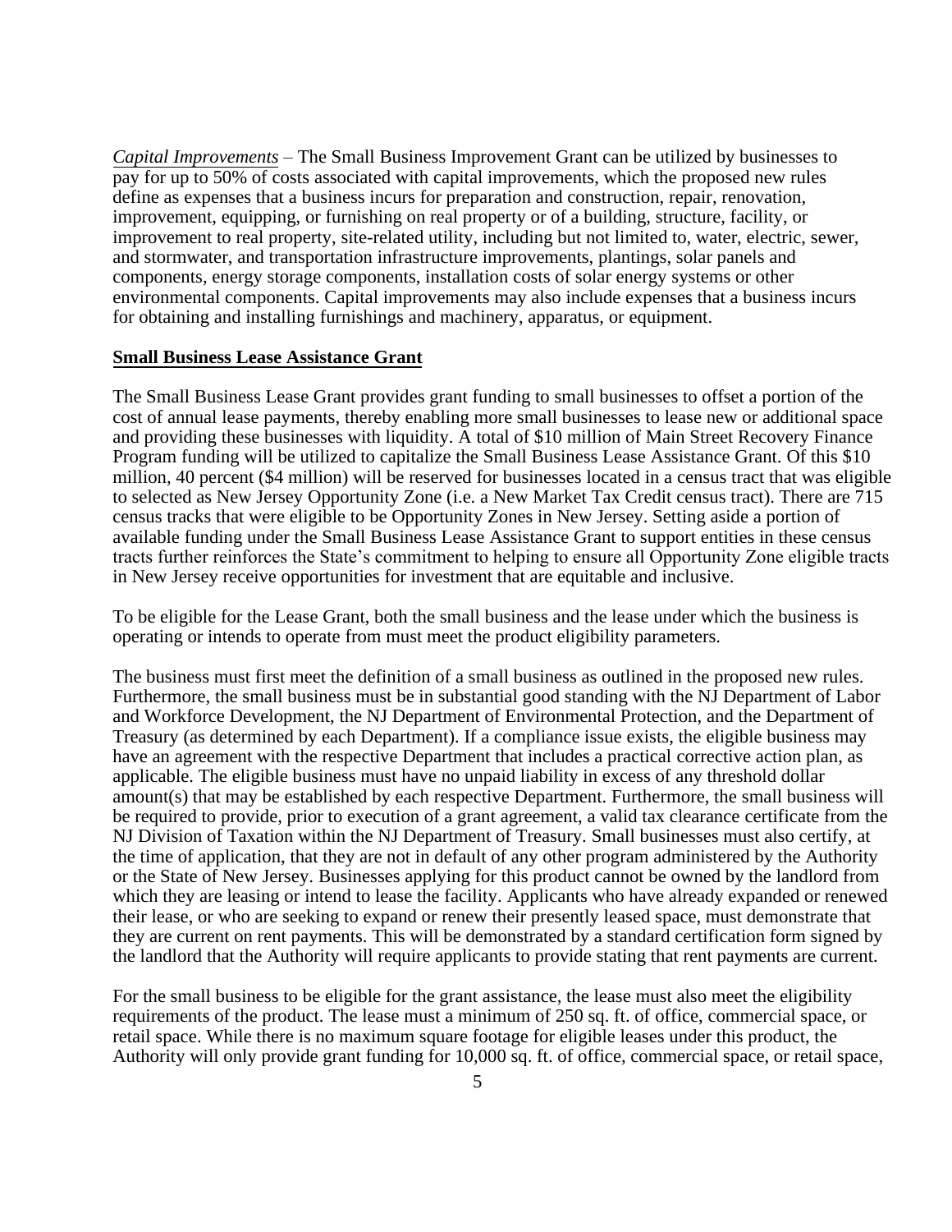*Capital Improvements* – The Small Business Improvement Grant can be utilized by businesses to pay for up to 50% of costs associated with capital improvements, which the proposed new rules define as expenses that a business incurs for preparation and construction, repair, renovation, improvement, equipping, or furnishing on real property or of a building, structure, facility, or improvement to real property, site-related utility, including but not limited to, water, electric, sewer, and stormwater, and transportation infrastructure improvements, plantings, solar panels and components, energy storage components, installation costs of solar energy systems or other environmental components. Capital improvements may also include expenses that a business incurs for obtaining and installing furnishings and machinery, apparatus, or equipment.

**Small Business Lease Assistance Grant**

The Small Business Lease Grant provides grant funding to small businesses to offset a portion of the cost of annual lease payments, thereby enabling more small businesses to lease new or additional space and providing these businesses with liquidity. A total of $10 million of Main Street Recovery Finance Program funding will be utilized to capitalize the Small Business Lease Assistance Grant. Of this $10 million, 40 percent ($4 million) will be reserved for businesses located in a census tract that was eligible to selected as New Jersey Opportunity Zone (i.e. a New Market Tax Credit census tract). There are 715 census tracks that were eligible to be Opportunity Zones in New Jersey. Setting aside a portion of available funding under the Small Business Lease Assistance Grant to support entities in these census tracts further reinforces the State's commitment to helping to ensure all Opportunity Zone eligible tracts in New Jersey receive opportunities for investment that are equitable and inclusive.

To be eligible for the Lease Grant, both the small business and the lease under which the business is operating or intends to operate from must meet the product eligibility parameters.

The business must first meet the definition of a small business as outlined in the proposed new rules. Furthermore, the small business must be in substantial good standing with the NJ Department of Labor and Workforce Development, the NJ Department of Environmental Protection, and the Department of Treasury (as determined by each Department). If a compliance issue exists, the eligible business may have an agreement with the respective Department that includes a practical corrective action plan, as applicable. The eligible business must have no unpaid liability in excess of any threshold dollar amount(s) that may be established by each respective Department. Furthermore, the small business will be required to provide, prior to execution of a grant agreement, a valid tax clearance certificate from the NJ Division of Taxation within the NJ Department of Treasury. Small businesses must also certify, at the time of application, that they are not in default of any other program administered by the Authority or the State of New Jersey. Businesses applying for this product cannot be owned by the landlord from which they are leasing or intend to lease the facility. Applicants who have already expanded or renewed their lease, or who are seeking to expand or renew their presently leased space, must demonstrate that they are current on rent payments. This will be demonstrated by a standard certification form signed by the landlord that the Authority will require applicants to provide stating that rent payments are current.

For the small business to be eligible for the grant assistance, the lease must also meet the eligibility requirements of the product. The lease must a minimum of 250 sq. ft. of office, commercial space, or retail space. While there is no maximum square footage for eligible leases under this product, the Authority will only provide grant funding for 10,000 sq. ft. of office, commercial space, or retail space,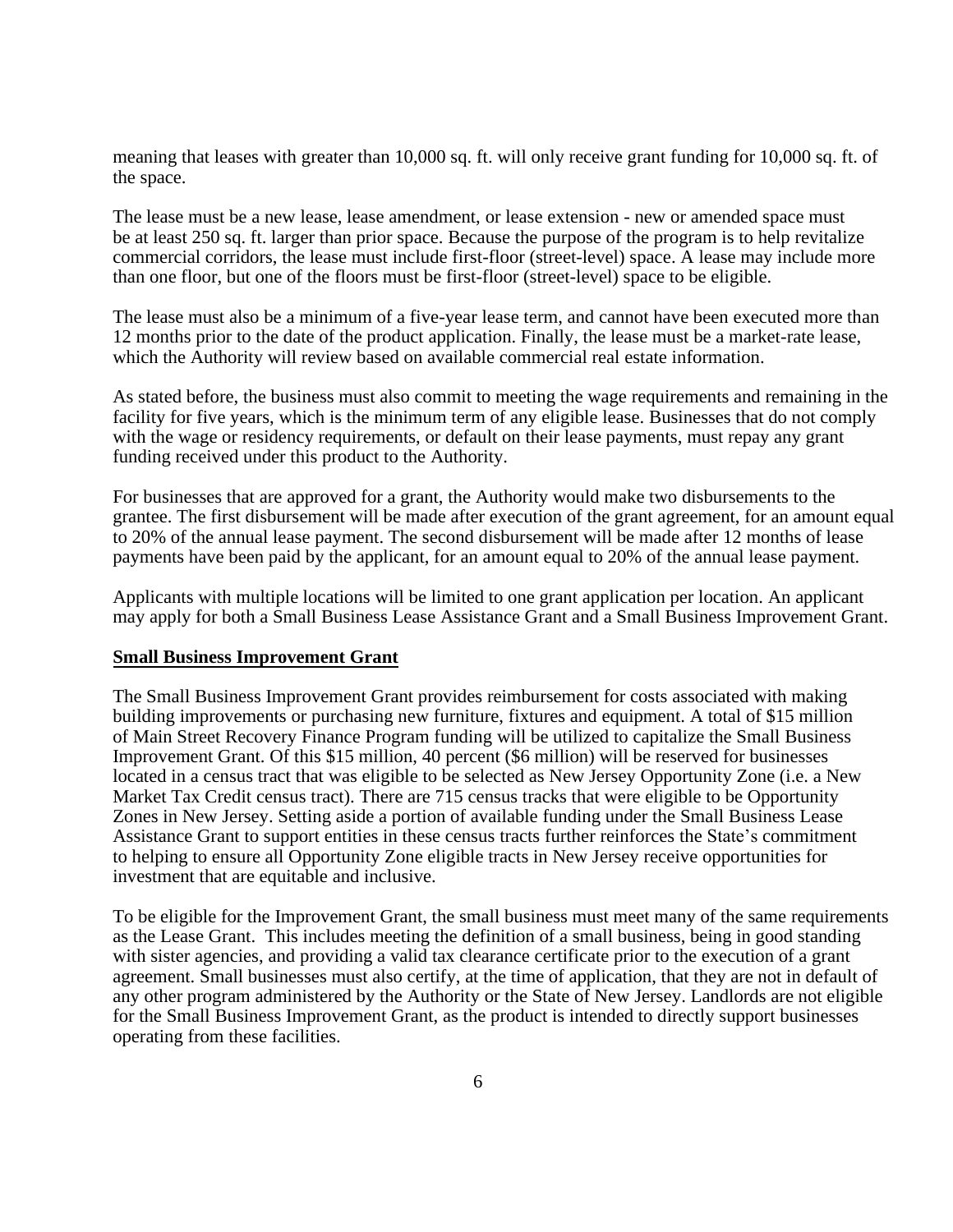meaning that leases with greater than 10,000 sq. ft. will only receive grant funding for 10,000 sq. ft. of the space.

The lease must be a new lease, lease amendment, or lease extension - new or amended space must be at least 250 sq. ft. larger than prior space. Because the purpose of the program is to help revitalize commercial corridors, the lease must include first-floor (street-level) space. A lease may include more than one floor, but one of the floors must be first-floor (street-level) space to be eligible.

The lease must also be a minimum of a five-year lease term, and cannot have been executed more than 12 months prior to the date of the product application. Finally, the lease must be a market-rate lease, which the Authority will review based on available commercial real estate information.

As stated before, the business must also commit to meeting the wage requirements and remaining in the facility for five years, which is the minimum term of any eligible lease. Businesses that do not comply with the wage or residency requirements, or default on their lease payments, must repay any grant funding received under this product to the Authority.

For businesses that are approved for a grant, the Authority would make two disbursements to the grantee. The first disbursement will be made after execution of the grant agreement, for an amount equal to 20% of the annual lease payment. The second disbursement will be made after 12 months of lease payments have been paid by the applicant, for an amount equal to 20% of the annual lease payment.

Applicants with multiple locations will be limited to one grant application per location. An applicant may apply for both a Small Business Lease Assistance Grant and a Small Business Improvement Grant.

**Small Business Improvement Grant**

The Small Business Improvement Grant provides reimbursement for costs associated with making building improvements or purchasing new furniture, fixtures and equipment. A total of $15 million of Main Street Recovery Finance Program funding will be utilized to capitalize the Small Business Improvement Grant. Of this $15 million, 40 percent ($6 million) will be reserved for businesses located in a census tract that was eligible to be selected as New Jersey Opportunity Zone (i.e. a New Market Tax Credit census tract). There are 715 census tracks that were eligible to be Opportunity Zones in New Jersey. Setting aside a portion of available funding under the Small Business Lease Assistance Grant to support entities in these census tracts further reinforces the State's commitment to helping to ensure all Opportunity Zone eligible tracts in New Jersey receive opportunities for investment that are equitable and inclusive.

To be eligible for the Improvement Grant, the small business must meet many of the same requirements as the Lease Grant. This includes meeting the definition of a small business, being in good standing with sister agencies, and providing a valid tax clearance certificate prior to the execution of a grant agreement. Small businesses must also certify, at the time of application, that they are not in default of any other program administered by the Authority or the State of New Jersey. Landlords are not eligible for the Small Business Improvement Grant, as the product is intended to directly support businesses operating from these facilities.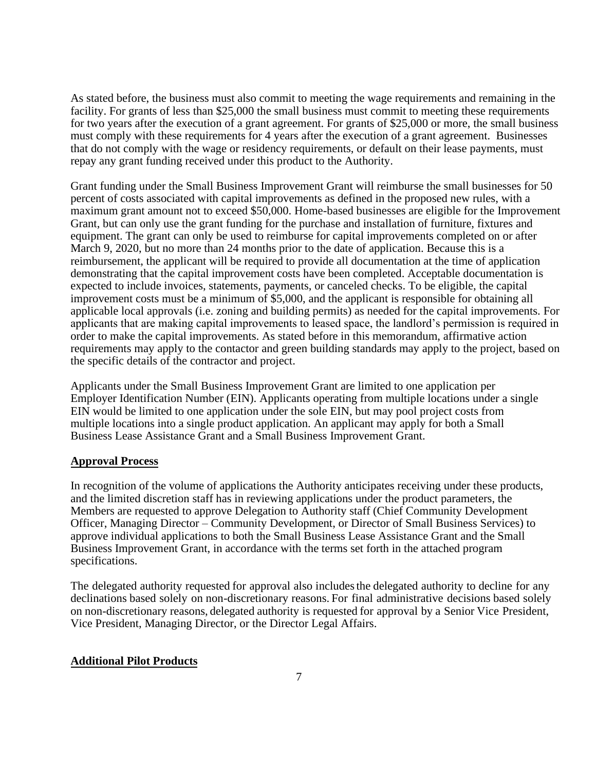As stated before, the business must also commit to meeting the wage requirements and remaining in the facility. For grants of less than $25,000 the small business must commit to meeting these requirements for two years after the execution of a grant agreement. For grants of $25,000 or more, the small business must comply with these requirements for 4 years after the execution of a grant agreement. Businesses that do not comply with the wage or residency requirements, or default on their lease payments, must repay any grant funding received under this product to the Authority.

Grant funding under the Small Business Improvement Grant will reimburse the small businesses for 50 percent of costs associated with capital improvements as defined in the proposed new rules, with a maximum grant amount not to exceed $50,000. Home-based businesses are eligible for the Improvement Grant, but can only use the grant funding for the purchase and installation of furniture, fixtures and equipment. The grant can only be used to reimburse for capital improvements completed on or after March 9, 2020, but no more than 24 months prior to the date of application. Because this is a reimbursement, the applicant will be required to provide all documentation at the time of application demonstrating that the capital improvement costs have been completed. Acceptable documentation is expected to include invoices, statements, payments, or canceled checks. To be eligible, the capital improvement costs must be a minimum of $5,000, and the applicant is responsible for obtaining all applicable local approvals (i.e. zoning and building permits) as needed for the capital improvements. For applicants that are making capital improvements to leased space, the landlord's permission is required in order to make the capital improvements. As stated before in this memorandum, affirmative action requirements may apply to the contactor and green building standards may apply to the project, based on the specific details of the contractor and project.

Applicants under the Small Business Improvement Grant are limited to one application per Employer Identification Number (EIN). Applicants operating from multiple locations under a single EIN would be limited to one application under the sole EIN, but may pool project costs from multiple locations into a single product application. An applicant may apply for both a Small Business Lease Assistance Grant and a Small Business Improvement Grant.

**Approval Process**

In recognition of the volume of applications the Authority anticipates receiving under these products, and the limited discretion staff has in reviewing applications under the product parameters, the Members are requested to approve Delegation to Authority staff (Chief Community Development Officer, Managing Director – Community Development, or Director of Small Business Services) to approve individual applications to both the Small Business Lease Assistance Grant and the Small Business Improvement Grant, in accordance with the terms set forth in the attached program specifications.

The delegated authority requested for approval also includes the delegated authority to decline for any declinations based solely on non-discretionary reasons. For final administrative decisions based solely on non-discretionary reasons, delegated authority is requested for approval by a Senior Vice President, Vice President, Managing Director, or the Director Legal Affairs.

**Additional Pilot Products**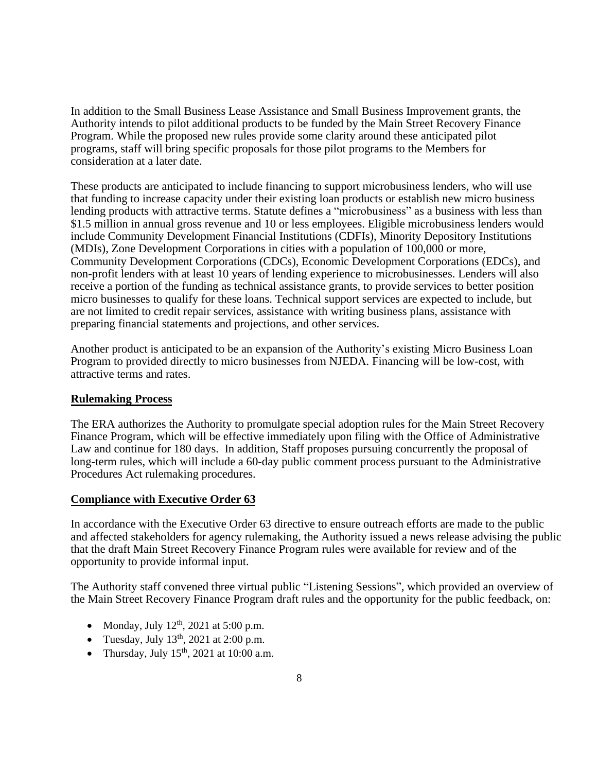In addition to the Small Business Lease Assistance and Small Business Improvement grants, the Authority intends to pilot additional products to be funded by the Main Street Recovery Finance Program. While the proposed new rules provide some clarity around these anticipated pilot programs, staff will bring specific proposals for those pilot programs to the Members for consideration at a later date.

These products are anticipated to include financing to support microbusiness lenders, who will use that funding to increase capacity under their existing loan products or establish new micro business lending products with attractive terms. Statute defines a "microbusiness" as a business with less than $1.5 million in annual gross revenue and 10 or less employees. Eligible microbusiness lenders would include Community Development Financial Institutions (CDFIs), Minority Depository Institutions (MDIs), Zone Development Corporations in cities with a population of 100,000 or more, Community Development Corporations (CDCs), Economic Development Corporations (EDCs), and non-profit lenders with at least 10 years of lending experience to microbusinesses. Lenders will also receive a portion of the funding as technical assistance grants, to provide services to better position micro businesses to qualify for these loans. Technical support services are expected to include, but are not limited to credit repair services, assistance with writing business plans, assistance with preparing financial statements and projections, and other services.

Another product is anticipated to be an expansion of the Authority's existing Micro Business Loan Program to provided directly to micro businesses from NJEDA. Financing will be low-cost, with attractive terms and rates.

**Rulemaking Process**

The ERA authorizes the Authority to promulgate special adoption rules for the Main Street Recovery Finance Program, which will be effective immediately upon filing with the Office of Administrative Law and continue for 180 days. In addition, Staff proposes pursuing concurrently the proposal of long-term rules, which will include a 60-day public comment process pursuant to the Administrative Procedures Act rulemaking procedures.

**Compliance with Executive Order 63**

In accordance with the Executive Order 63 directive to ensure outreach efforts are made to the public and affected stakeholders for agency rulemaking, the Authority issued a news release advising the public that the draft Main Street Recovery Finance Program rules were available for review and of the opportunity to provide informal input.

The Authority staff convened three virtual public "Listening Sessions", which provided an overview of the Main Street Recovery Finance Program draft rules and the opportunity for the public feedback, on:

- Monday, July 12th, 2021 at 5:00 p.m.
- Tuesday, July 13th, 2021 at 2:00 p.m.
- Thursday, July 15th, 2021 at 10:00 a.m.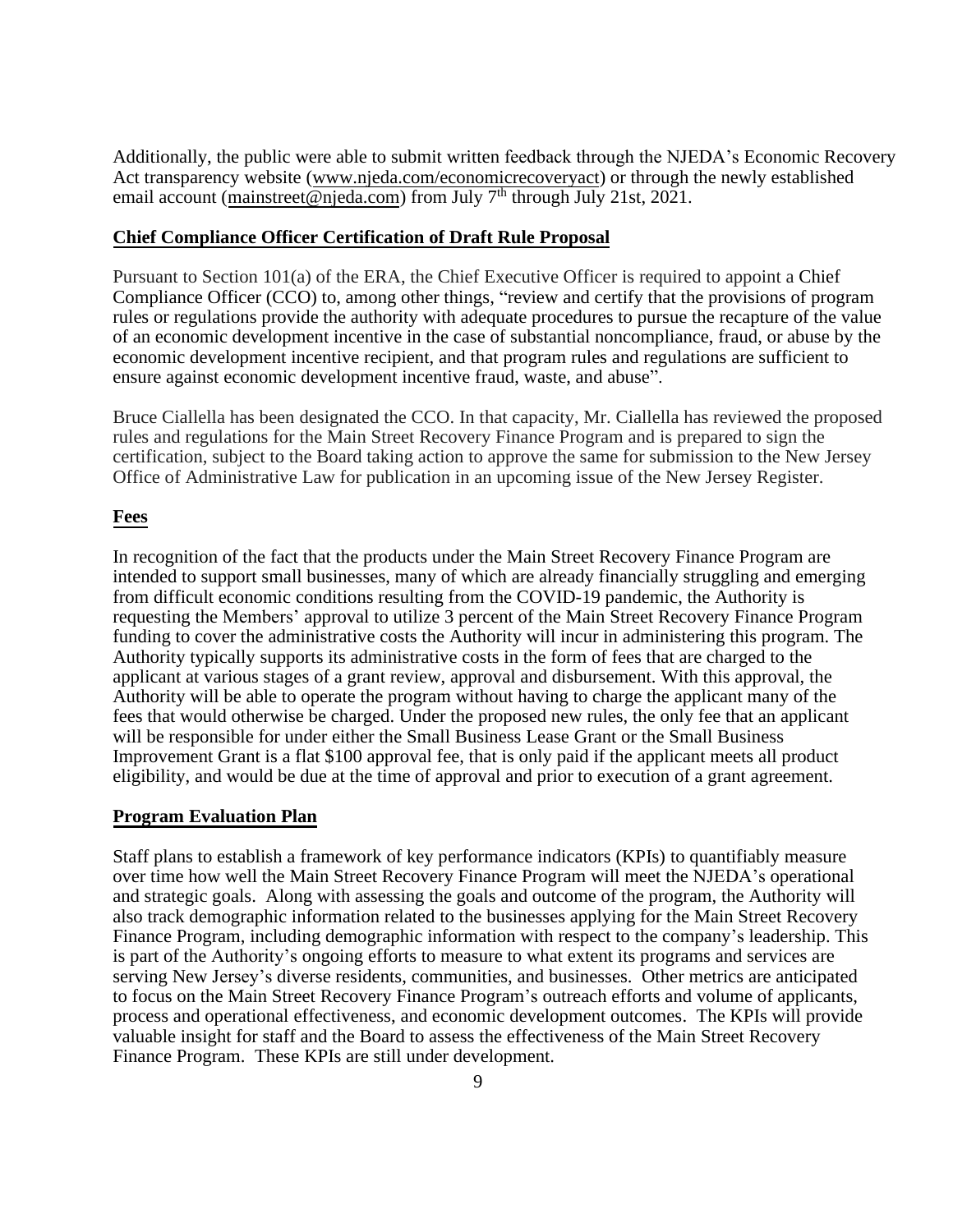Additionally, the public were able to submit written feedback through the NJEDA's Economic Recovery Act transparency website (www.njeda.com/economicrecoveryact) or through the newly established email account (mainstreet@njeda.com) from July 7th through July 21st, 2021.

## Chief Compliance Officer Certification of Draft Rule Proposal

Pursuant to Section 101(a) of the ERA, the Chief Executive Officer is required to appoint a Chief Compliance Officer (CCO) to, among other things, "review and certify that the provisions of program rules or regulations provide the authority with adequate procedures to pursue the recapture of the value of an economic development incentive in the case of substantial noncompliance, fraud, or abuse by the economic development incentive recipient, and that program rules and regulations are sufficient to ensure against economic development incentive fraud, waste, and abuse".

Bruce Ciallella has been designated the CCO. In that capacity, Mr. Ciallella has reviewed the proposed rules and regulations for the Main Street Recovery Finance Program and is prepared to sign the certification, subject to the Board taking action to approve the same for submission to the New Jersey Office of Administrative Law for publication in an upcoming issue of the New Jersey Register.

## Fees

In recognition of the fact that the products under the Main Street Recovery Finance Program are intended to support small businesses, many of which are already financially struggling and emerging from difficult economic conditions resulting from the COVID-19 pandemic, the Authority is requesting the Members' approval to utilize 3 percent of the Main Street Recovery Finance Program funding to cover the administrative costs the Authority will incur in administering this program. The Authority typically supports its administrative costs in the form of fees that are charged to the applicant at various stages of a grant review, approval and disbursement. With this approval, the Authority will be able to operate the program without having to charge the applicant many of the fees that would otherwise be charged. Under the proposed new rules, the only fee that an applicant will be responsible for under either the Small Business Lease Grant or the Small Business Improvement Grant is a flat $100 approval fee, that is only paid if the applicant meets all product eligibility, and would be due at the time of approval and prior to execution of a grant agreement.

## Program Evaluation Plan

Staff plans to establish a framework of key performance indicators (KPIs) to quantifiably measure over time how well the Main Street Recovery Finance Program will meet the NJEDA's operational and strategic goals. Along with assessing the goals and outcome of the program, the Authority will also track demographic information related to the businesses applying for the Main Street Recovery Finance Program, including demographic information with respect to the company's leadership. This is part of the Authority's ongoing efforts to measure to what extent its programs and services are serving New Jersey's diverse residents, communities, and businesses. Other metrics are anticipated to focus on the Main Street Recovery Finance Program's outreach efforts and volume of applicants, process and operational effectiveness, and economic development outcomes. The KPIs will provide valuable insight for staff and the Board to assess the effectiveness of the Main Street Recovery Finance Program. These KPIs are still under development.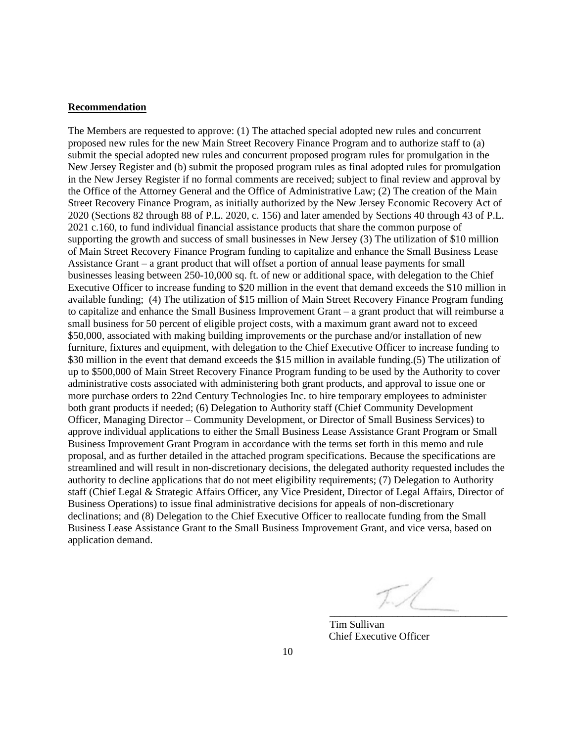**Recommendation**

The Members are requested to approve: (1) The attached special adopted new rules and concurrent proposed new rules for the new Main Street Recovery Finance Program and to authorize staff to (a) submit the special adopted new rules and concurrent proposed program rules for promulgation in the New Jersey Register and (b) submit the proposed program rules as final adopted rules for promulgation in the New Jersey Register if no formal comments are received; subject to final review and approval by the Office of the Attorney General and the Office of Administrative Law; (2) The creation of the Main Street Recovery Finance Program, as initially authorized by the New Jersey Economic Recovery Act of 2020 (Sections 82 through 88 of P.L. 2020, c. 156) and later amended by Sections 40 through 43 of P.L. 2021 c.160, to fund individual financial assistance products that share the common purpose of supporting the growth and success of small businesses in New Jersey (3) The utilization of $10 million of Main Street Recovery Finance Program funding to capitalize and enhance the Small Business Lease Assistance Grant – a grant product that will offset a portion of annual lease payments for small businesses leasing between 250-10,000 sq. ft. of new or additional space, with delegation to the Chief Executive Officer to increase funding to $20 million in the event that demand exceeds the $10 million in available funding; (4) The utilization of $15 million of Main Street Recovery Finance Program funding to capitalize and enhance the Small Business Improvement Grant – a grant product that will reimburse a small business for 50 percent of eligible project costs, with a maximum grant award not to exceed $50,000, associated with making building improvements or the purchase and/or installation of new furniture, fixtures and equipment, with delegation to the Chief Executive Officer to increase funding to $30 million in the event that demand exceeds the $15 million in available funding.(5) The utilization of up to $500,000 of Main Street Recovery Finance Program funding to be used by the Authority to cover administrative costs associated with administering both grant products, and approval to issue one or more purchase orders to 22nd Century Technologies Inc. to hire temporary employees to administer both grant products if needed; (6) Delegation to Authority staff (Chief Community Development Officer, Managing Director – Community Development, or Director of Small Business Services) to approve individual applications to either the Small Business Lease Assistance Grant Program or Small Business Improvement Grant Program in accordance with the terms set forth in this memo and rule proposal, and as further detailed in the attached program specifications. Because the specifications are streamlined and will result in non-discretionary decisions, the delegated authority requested includes the authority to decline applications that do not meet eligibility requirements; (7) Delegation to Authority staff (Chief Legal & Strategic Affairs Officer, any Vice President, Director of Legal Affairs, Director of Business Operations) to issue final administrative decisions for appeals of non-discretionary declinations; and (8) Delegation to the Chief Executive Officer to reallocate funding from the Small Business Lease Assistance Grant to the Small Business Improvement Grant, and vice versa, based on application demand.

Tim Sullivan
Chief Executive Officer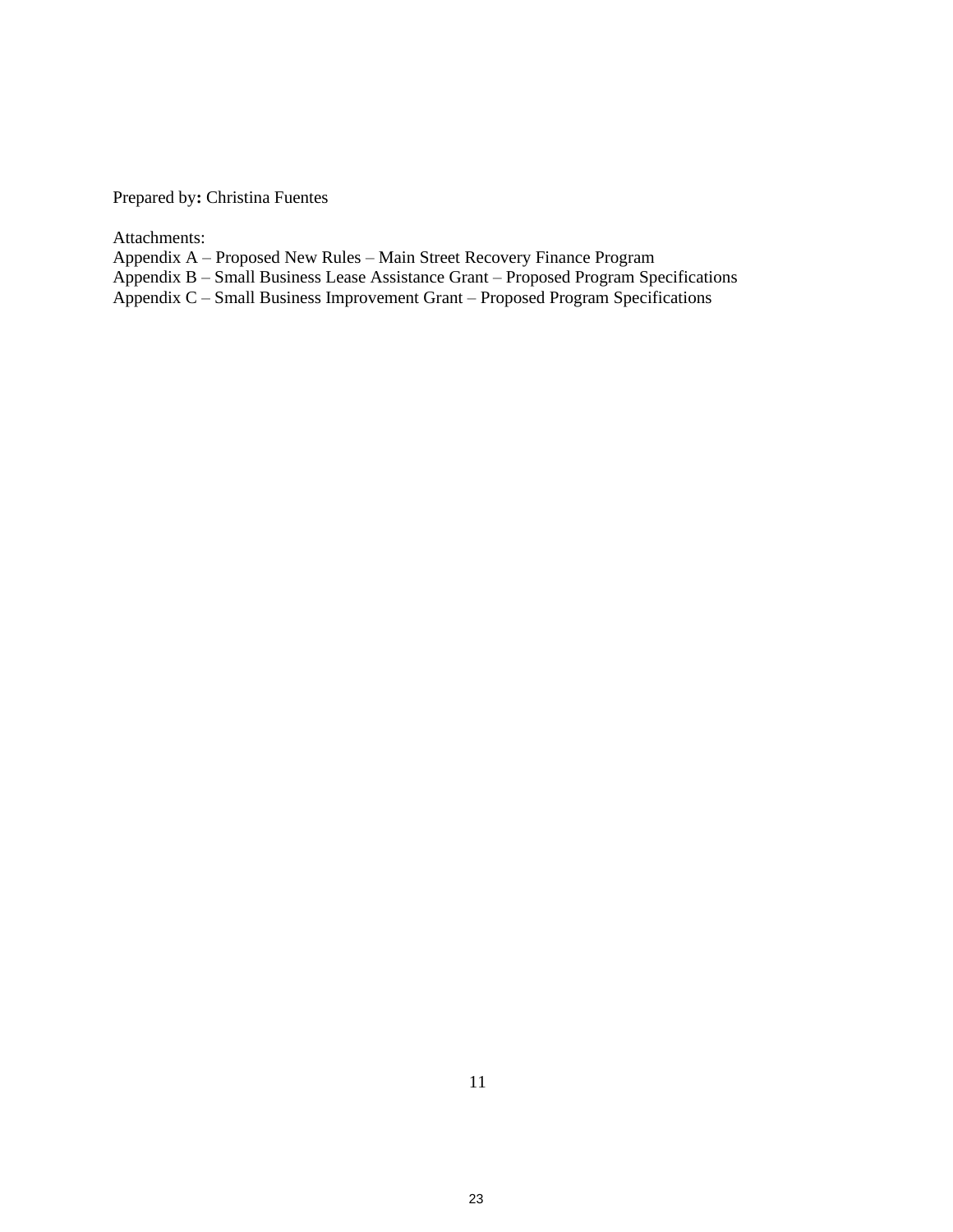Prepared by**:** Christina Fuentes

Attachments:
Appendix A – Proposed New Rules – Main Street Recovery Finance Program
Appendix B – Small Business Lease Assistance Grant – Proposed Program Specifications
Appendix C – Small Business Improvement Grant – Proposed Program Specifications